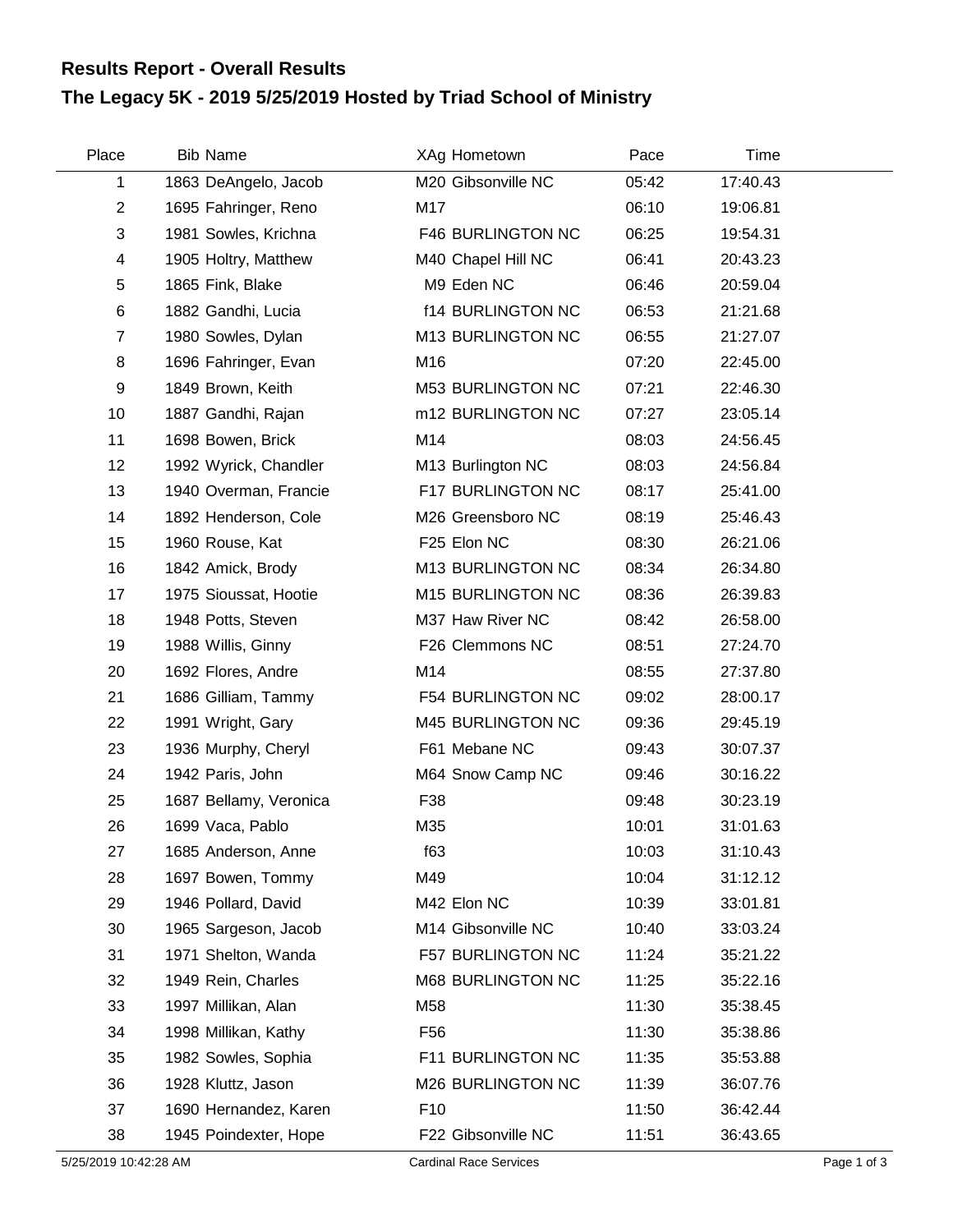## Results Report - Overall Results

## The Legacy 5K - 2019 5/25/2019 Hosted by Triad School of Ministry

| Place | Bib | Name | XAg | Hometown | Pace | Time |
|---|---|---|---|---|---|---|
| 1 | 1863 | DeAngelo, Jacob | M20 | Gibsonville NC | 05:42 | 17:40.43 |
| 2 | 1695 | Fahringer, Reno | M17 | | 06:10 | 19:06.81 |
| 3 | 1981 | Sowles, Krichna | F46 | BURLINGTON NC | 06:25 | 19:54.31 |
| 4 | 1905 | Holtry, Matthew | M40 | Chapel Hill NC | 06:41 | 20:43.23 |
| 5 | 1865 | Fink, Blake | M9 | Eden NC | 06:46 | 20:59.04 |
| 6 | 1882 | Gandhi, Lucia | f14 | BURLINGTON NC | 06:53 | 21:21.68 |
| 7 | 1980 | Sowles, Dylan | M13 | BURLINGTON NC | 06:55 | 21:27.07 |
| 8 | 1696 | Fahringer, Evan | M16 | | 07:20 | 22:45.00 |
| 9 | 1849 | Brown, Keith | M53 | BURLINGTON NC | 07:21 | 22:46.30 |
| 10 | 1887 | Gandhi, Rajan | m12 | BURLINGTON NC | 07:27 | 23:05.14 |
| 11 | 1698 | Bowen, Brick | M14 | | 08:03 | 24:56.45 |
| 12 | 1992 | Wyrick, Chandler | M13 | Burlington NC | 08:03 | 24:56.84 |
| 13 | 1940 | Overman, Francie | F17 | BURLINGTON NC | 08:17 | 25:41.00 |
| 14 | 1892 | Henderson, Cole | M26 | Greensboro NC | 08:19 | 25:46.43 |
| 15 | 1960 | Rouse, Kat | F25 | Elon NC | 08:30 | 26:21.06 |
| 16 | 1842 | Amick, Brody | M13 | BURLINGTON NC | 08:34 | 26:34.80 |
| 17 | 1975 | Sioussat, Hootie | M15 | BURLINGTON NC | 08:36 | 26:39.83 |
| 18 | 1948 | Potts, Steven | M37 | Haw River NC | 08:42 | 26:58.00 |
| 19 | 1988 | Willis, Ginny | F26 | Clemmons NC | 08:51 | 27:24.70 |
| 20 | 1692 | Flores, Andre | M14 | | 08:55 | 27:37.80 |
| 21 | 1686 | Gilliam, Tammy | F54 | BURLINGTON NC | 09:02 | 28:00.17 |
| 22 | 1991 | Wright, Gary | M45 | BURLINGTON NC | 09:36 | 29:45.19 |
| 23 | 1936 | Murphy, Cheryl | F61 | Mebane NC | 09:43 | 30:07.37 |
| 24 | 1942 | Paris, John | M64 | Snow Camp NC | 09:46 | 30:16.22 |
| 25 | 1687 | Bellamy, Veronica | F38 | | 09:48 | 30:23.19 |
| 26 | 1699 | Vaca, Pablo | M35 | | 10:01 | 31:01.63 |
| 27 | 1685 | Anderson, Anne | f63 | | 10:03 | 31:10.43 |
| 28 | 1697 | Bowen, Tommy | M49 | | 10:04 | 31:12.12 |
| 29 | 1946 | Pollard, David | M42 | Elon NC | 10:39 | 33:01.81 |
| 30 | 1965 | Sargeson, Jacob | M14 | Gibsonville NC | 10:40 | 33:03.24 |
| 31 | 1971 | Shelton, Wanda | F57 | BURLINGTON NC | 11:24 | 35:21.22 |
| 32 | 1949 | Rein, Charles | M68 | BURLINGTON NC | 11:25 | 35:22.16 |
| 33 | 1997 | Millikan, Alan | M58 | | 11:30 | 35:38.45 |
| 34 | 1998 | Millikan, Kathy | F56 | | 11:30 | 35:38.86 |
| 35 | 1982 | Sowles, Sophia | F11 | BURLINGTON NC | 11:35 | 35:53.88 |
| 36 | 1928 | Kluttz, Jason | M26 | BURLINGTON NC | 11:39 | 36:07.76 |
| 37 | 1690 | Hernandez, Karen | F10 | | 11:50 | 36:42.44 |
| 38 | 1945 | Poindexter, Hope | F22 | Gibsonville NC | 11:51 | 36:43.65 |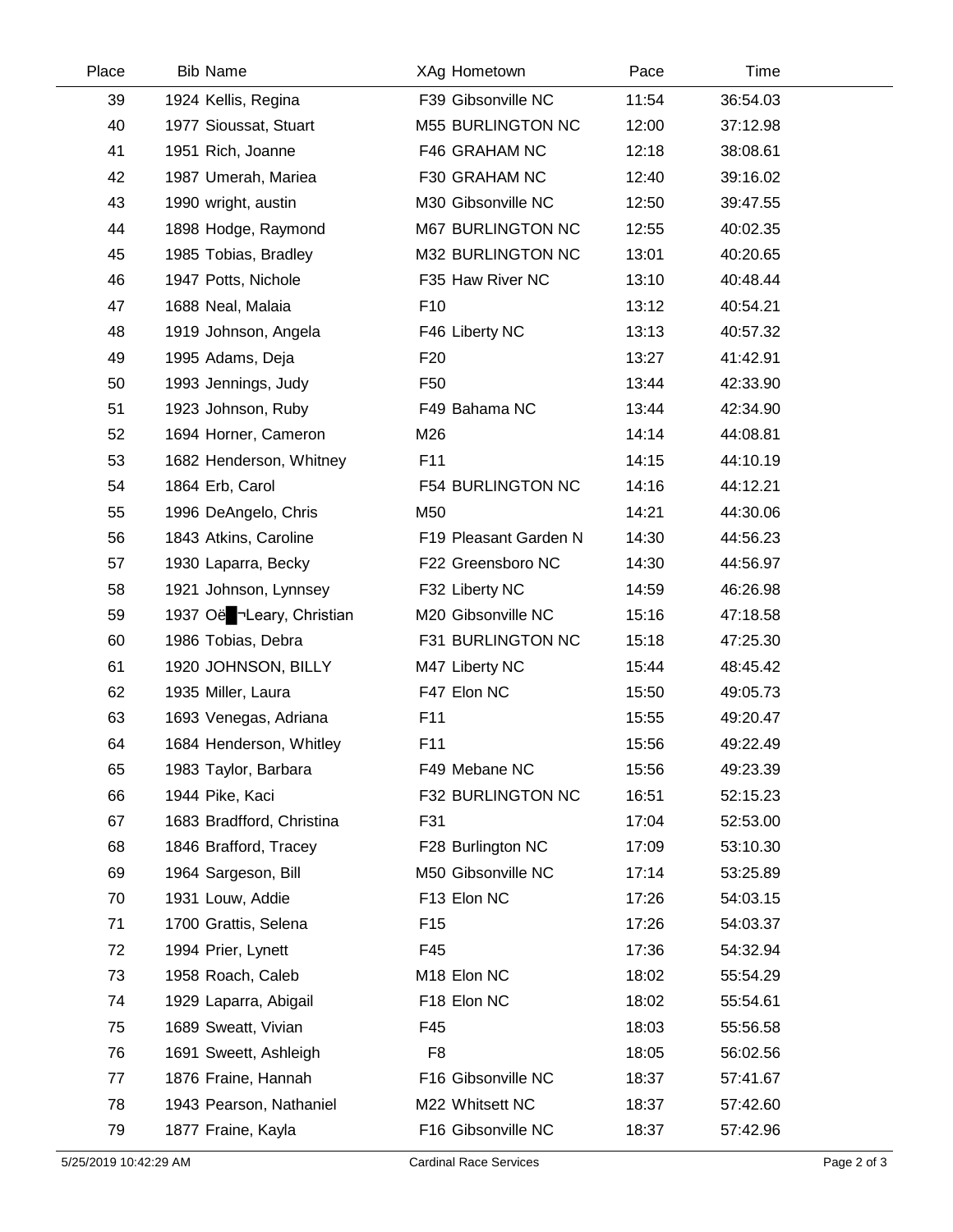| Place | Bib | Name | XAg | Hometown | Pace | Time |
|---|---|---|---|---|---|---|
| 39 | 1924 | Kellis, Regina | F39 | Gibsonville NC | 11:54 | 36:54.03 |
| 40 | 1977 | Sioussat, Stuart | M55 | BURLINGTON NC | 12:00 | 37:12.98 |
| 41 | 1951 | Rich, Joanne | F46 | GRAHAM NC | 12:18 | 38:08.61 |
| 42 | 1987 | Umerah, Mariea | F30 | GRAHAM NC | 12:40 | 39:16.02 |
| 43 | 1990 | wright, austin | M30 | Gibsonville NC | 12:50 | 39:47.55 |
| 44 | 1898 | Hodge, Raymond | M67 | BURLINGTON NC | 12:55 | 40:02.35 |
| 45 | 1985 | Tobias, Bradley | M32 | BURLINGTON NC | 13:01 | 40:20.65 |
| 46 | 1947 | Potts, Nichole | F35 | Haw River NC | 13:10 | 40:48.44 |
| 47 | 1688 | Neal, Malaia | F10 | | 13:12 | 40:54.21 |
| 48 | 1919 | Johnson, Angela | F46 | Liberty NC | 13:13 | 40:57.32 |
| 49 | 1995 | Adams, Deja | F20 | | 13:27 | 41:42.91 |
| 50 | 1993 | Jennings, Judy | F50 | | 13:44 | 42:33.90 |
| 51 | 1923 | Johnson, Ruby | F49 | Bahama NC | 13:44 | 42:34.90 |
| 52 | 1694 | Horner, Cameron | M26 | | 14:14 | 44:08.81 |
| 53 | 1682 | Henderson, Whitney | F11 | | 14:15 | 44:10.19 |
| 54 | 1864 | Erb, Carol | F54 | BURLINGTON NC | 14:16 | 44:12.21 |
| 55 | 1996 | DeAngelo, Chris | M50 | | 14:21 | 44:30.06 |
| 56 | 1843 | Atkins, Caroline | F19 | Pleasant Garden N | 14:30 | 44:56.23 |
| 57 | 1930 | Laparra, Becky | F22 | Greensboro NC | 14:30 | 44:56.97 |
| 58 | 1921 | Johnson, Lynnsey | F32 | Liberty NC | 14:59 | 46:26.98 |
| 59 | 1937 | Oë█¬Leary, Christian | M20 | Gibsonville NC | 15:16 | 47:18.58 |
| 60 | 1986 | Tobias, Debra | F31 | BURLINGTON NC | 15:18 | 47:25.30 |
| 61 | 1920 | JOHNSON, BILLY | M47 | Liberty NC | 15:44 | 48:45.42 |
| 62 | 1935 | Miller, Laura | F47 | Elon NC | 15:50 | 49:05.73 |
| 63 | 1693 | Venegas, Adriana | F11 | | 15:55 | 49:20.47 |
| 64 | 1684 | Henderson, Whitley | F11 | | 15:56 | 49:22.49 |
| 65 | 1983 | Taylor, Barbara | F49 | Mebane NC | 15:56 | 49:23.39 |
| 66 | 1944 | Pike, Kaci | F32 | BURLINGTON NC | 16:51 | 52:15.23 |
| 67 | 1683 | Bradfford, Christina | F31 | | 17:04 | 52:53.00 |
| 68 | 1846 | Brafford, Tracey | F28 | Burlington NC | 17:09 | 53:10.30 |
| 69 | 1964 | Sargeson, Bill | M50 | Gibsonville NC | 17:14 | 53:25.89 |
| 70 | 1931 | Louw, Addie | F13 | Elon NC | 17:26 | 54:03.15 |
| 71 | 1700 | Grattis, Selena | F15 | | 17:26 | 54:03.37 |
| 72 | 1994 | Prier, Lynett | F45 | | 17:36 | 54:32.94 |
| 73 | 1958 | Roach, Caleb | M18 | Elon NC | 18:02 | 55:54.29 |
| 74 | 1929 | Laparra, Abigail | F18 | Elon NC | 18:02 | 55:54.61 |
| 75 | 1689 | Sweatt, Vivian | F45 | | 18:03 | 55:56.58 |
| 76 | 1691 | Sweett, Ashleigh | F8 | | 18:05 | 56:02.56 |
| 77 | 1876 | Fraine, Hannah | F16 | Gibsonville NC | 18:37 | 57:41.67 |
| 78 | 1943 | Pearson, Nathaniel | M22 | Whitsett NC | 18:37 | 57:42.60 |
| 79 | 1877 | Fraine, Kayla | F16 | Gibsonville NC | 18:37 | 57:42.96 |

5/25/2019 10:42:29 AM — Cardinal Race Services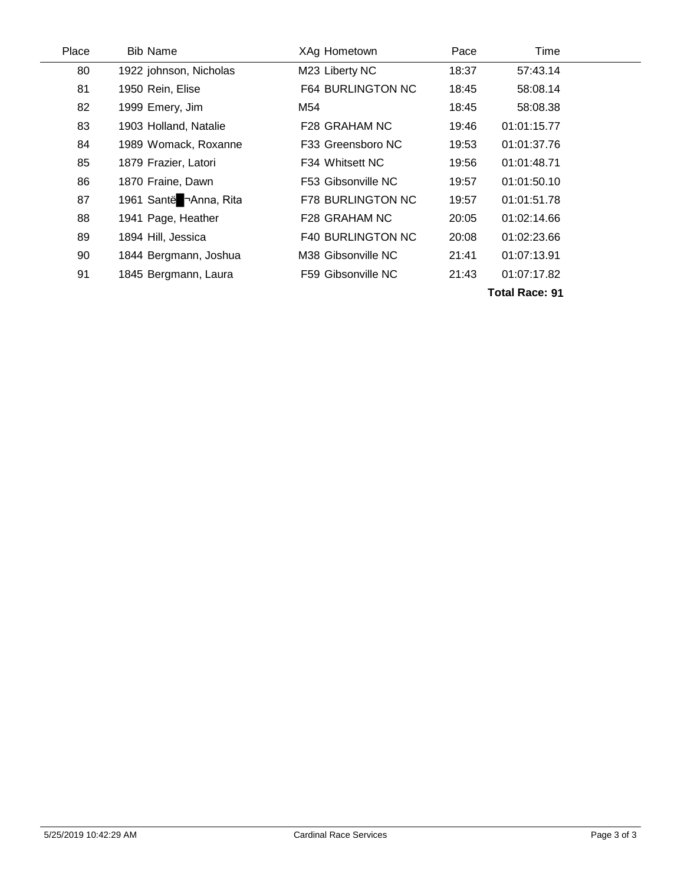| Place | Bib | Name | XAg | Hometown | Pace | Time |
|---|---|---|---|---|---|---|
| 80 | 1922 | johnson, Nicholas | M23 | Liberty NC | 18:37 | 57:43.14 |
| 81 | 1950 | Rein, Elise | F64 | BURLINGTON NC | 18:45 | 58:08.14 |
| 82 | 1999 | Emery, Jim | M54 | | 18:45 | 58:08.38 |
| 83 | 1903 | Holland, Natalie | F28 | GRAHAM NC | 19:46 | 01:01:15.77 |
| 84 | 1989 | Womack, Roxanne | F33 | Greensboro NC | 19:53 | 01:01:37.76 |
| 85 | 1879 | Frazier, Latori | F34 | Whitsett NC | 19:56 | 01:01:48.71 |
| 86 | 1870 | Fraine, Dawn | F53 | Gibsonville NC | 19:57 | 01:01:50.10 |
| 87 | 1961 | Santë█¬Anna, Rita | F78 | BURLINGTON NC | 19:57 | 01:01:51.78 |
| 88 | 1941 | Page, Heather | F28 | GRAHAM NC | 20:05 | 01:02:14.66 |
| 89 | 1894 | Hill, Jessica | F40 | BURLINGTON NC | 20:08 | 01:02:23.66 |
| 90 | 1844 | Bergmann, Joshua | M38 | Gibsonville NC | 21:41 | 01:07:13.91 |
| 91 | 1845 | Bergmann, Laura | F59 | Gibsonville NC | 21:43 | 01:07:17.82 |

**Total Race: 91**